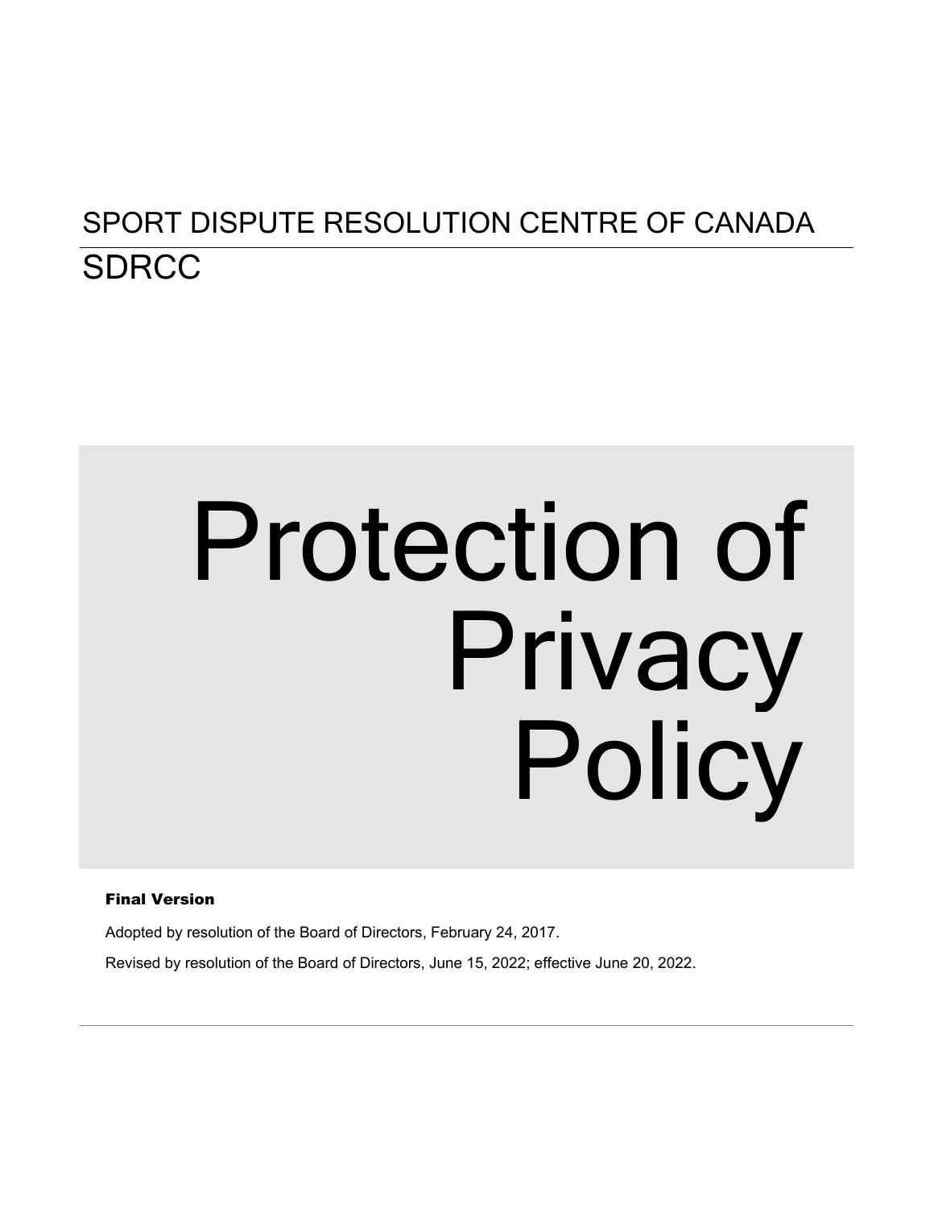SPORT DISPUTE RESOLUTION CENTRE OF CANADA

SDRCC

# Protection of Privacy Policy

**Final Version**

Adopted by resolution of the Board of Directors, February 24, 2017.

Revised by resolution of the Board of Directors, June 15, 2022; effective June 20, 2022.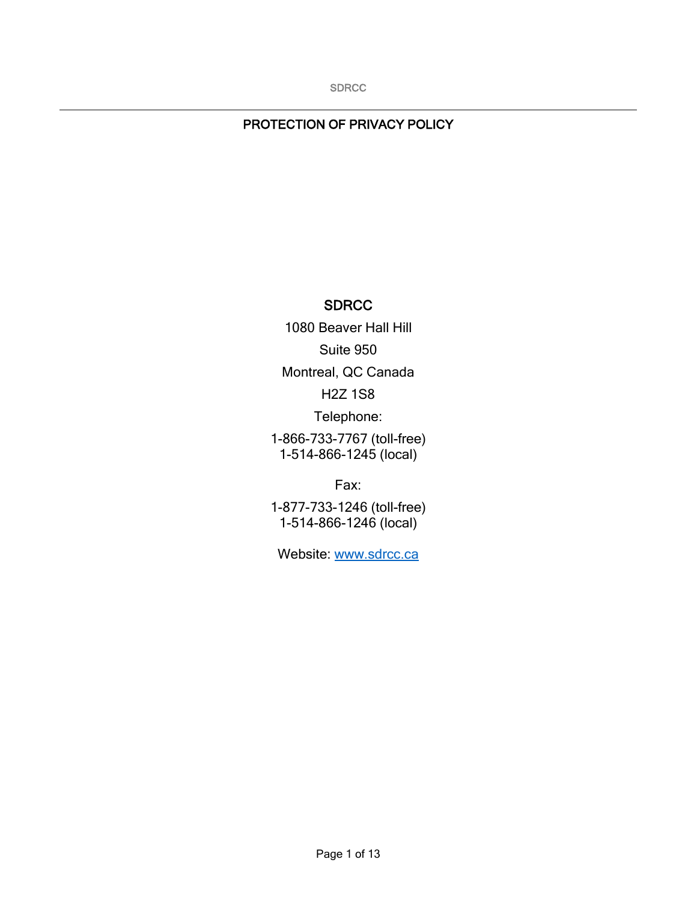# PROTECTION OF PRIVACY POLICY

**SDRCC**

1080 Beaver Hall Hill

Suite 950

Montreal, QC Canada

H2Z 1S8

Telephone:

1-866-733-7767 (toll-free)
1-514-866-1245 (local)

Fax:

1-877-733-1246 (toll-free)
1-514-866-1246 (local)

Website: [www.sdrcc.ca](http://www.sdrcc.ca)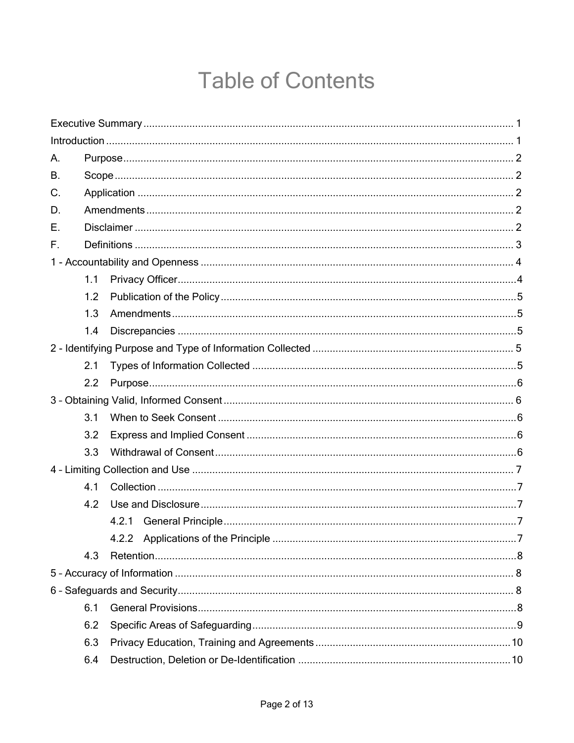# Table of Contents

Executive Summary ........................................................................................................................ 1
Introduction .................................................................................................................................... 1
A. Purpose ...................................................................................................................................... 2
B. Scope ......................................................................................................................................... 2
C. Application ................................................................................................................................. 2
D. Amendments .............................................................................................................................. 2
E. Disclaimer .................................................................................................................................. 2
F. Definitions .................................................................................................................................. 3
1 - Accountability and Openness .................................................................................................. 4
    1.1 Privacy Officer ....................................................................................................................... 4
    1.2 Publication of the Policy ....................................................................................................... 5
    1.3 Amendments ......................................................................................................................... 5
    1.4 Discrepancies ....................................................................................................................... 5
2 - Identifying Purpose and Type of Information Collected ........................................................... 5
    2.1 Types of Information Collected ............................................................................................ 5
    2.2 Purpose ................................................................................................................................. 6
3 – Obtaining Valid, Informed Consent ........................................................................................... 6
    3.1 When to Seek Consent ......................................................................................................... 6
    3.2 Express and Implied Consent ............................................................................................... 6
    3.3 Withdrawal of Consent ......................................................................................................... 6
4 – Limiting Collection and Use ...................................................................................................... 7
    4.1 Collection ............................................................................................................................. 7
    4.2 Use and Disclosure .............................................................................................................. 7
        4.2.1 General Principle ............................................................................................................ 7
        4.2.2 Applications of the Principle ........................................................................................... 7
    4.3 Retention ............................................................................................................................... 8
5 – Accuracy of Information ............................................................................................................ 8
6 – Safeguards and Security ........................................................................................................... 8
    6.1 General Provisions ................................................................................................................ 8
    6.2 Specific Areas of Safeguarding ............................................................................................ 9
    6.3 Privacy Education, Training and Agreements ..................................................................... 10
    6.4 Destruction, Deletion or De-Identification .......................................................................... 10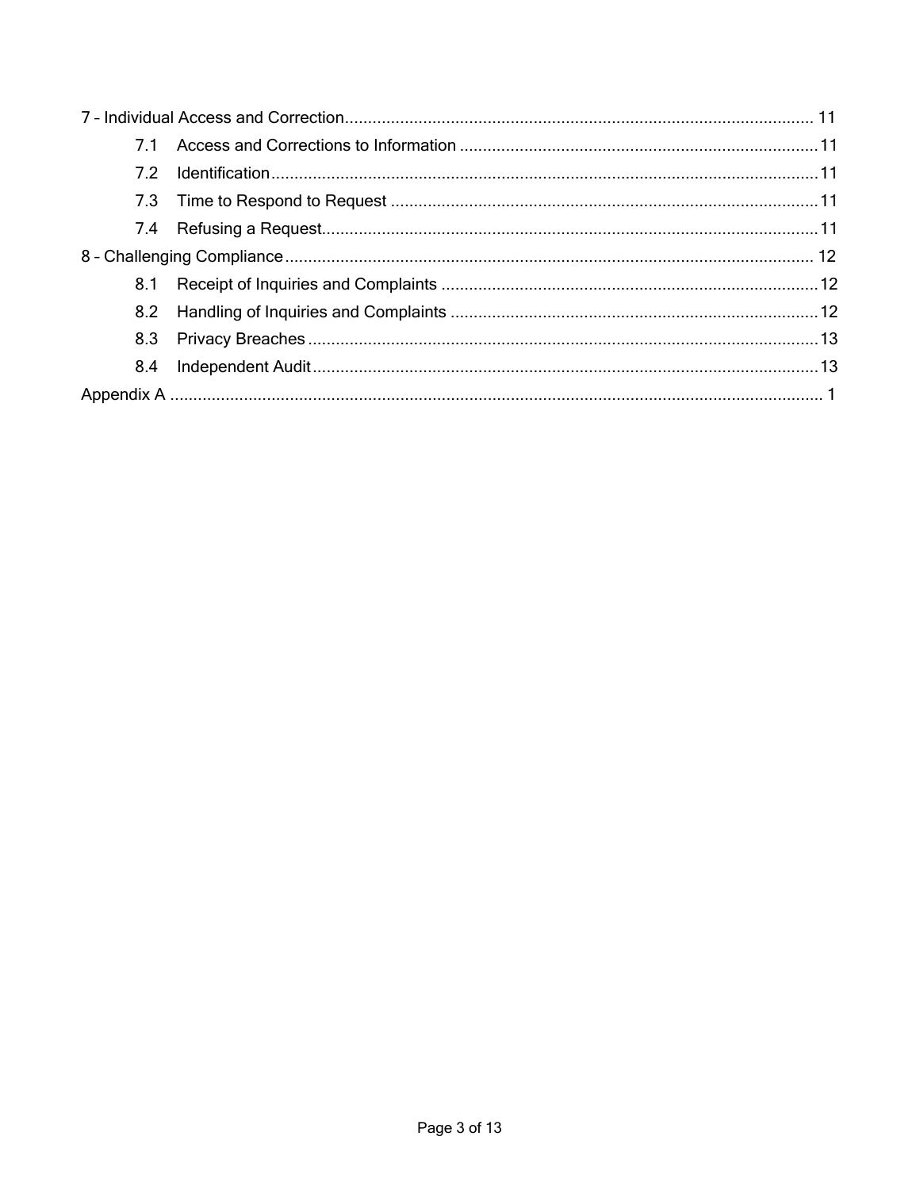7 – Individual Access and Correction ..................................................................................................... 11

- 7.1 Access and Corrections to Information ............................................................................. 11
- 7.2 Identification ........................................................................................................................ 11
- 7.3 Time to Respond to Request ............................................................................................. 11
- 7.4 Refusing a Request ............................................................................................................. 11

8 – Challenging Compliance ................................................................................................................... 12

- 8.1 Receipt of Inquiries and Complaints .................................................................................. 12
- 8.2 Handling of Inquiries and Complaints ................................................................................ 12
- 8.3 Privacy Breaches ................................................................................................................ 13
- 8.4 Independent Audit ............................................................................................................... 13

Appendix A ............................................................................................................................................. 1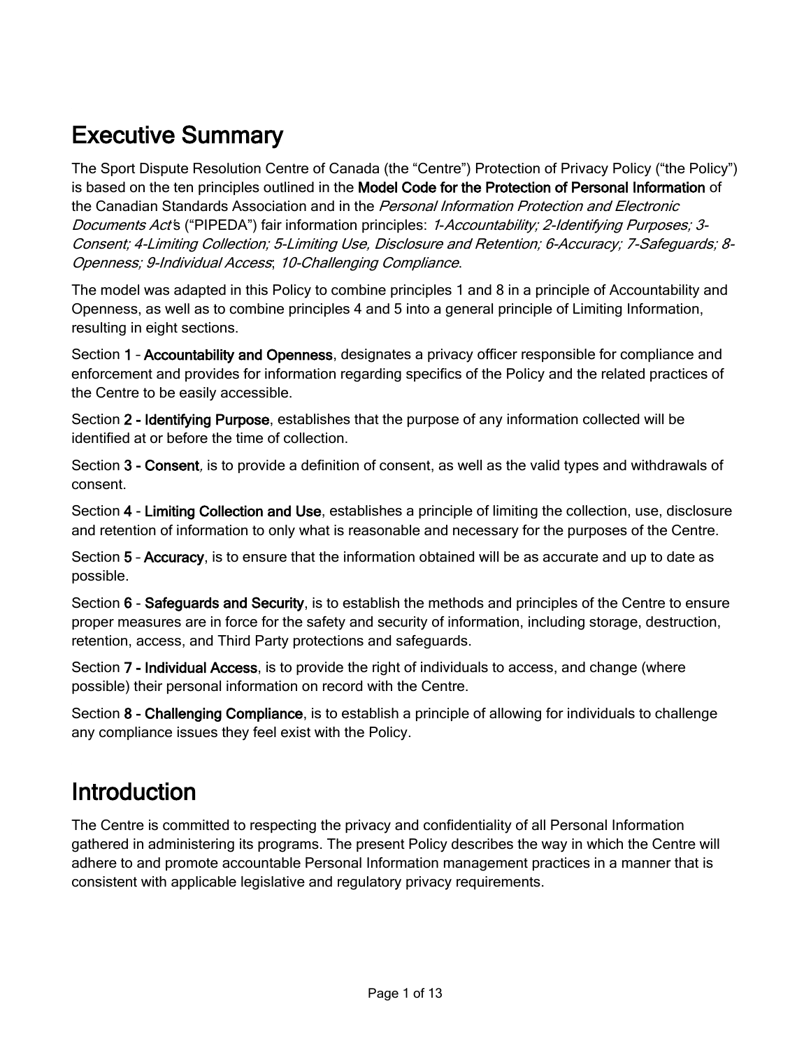# Executive Summary

The Sport Dispute Resolution Centre of Canada (the "Centre") Protection of Privacy Policy ("the Policy") is based on the ten principles outlined in the **Model Code for the Protection of Personal Information** of the Canadian Standards Association and in the *Personal Information Protection and Electronic Documents Act*'s ("PIPEDA") fair information principles: *1-Accountability; 2-Identifying Purposes; 3-Consent; 4-Limiting Collection; 5-Limiting Use, Disclosure and Retention; 6-Accuracy; 7-Safeguards; 8-Openness; 9-Individual Access*; *10-Challenging Compliance*.

The model was adapted in this Policy to combine principles 1 and 8 in a principle of Accountability and Openness, as well as to combine principles 4 and 5 into a general principle of Limiting Information, resulting in eight sections.

Section **1 – Accountability and Openness**, designates a privacy officer responsible for compliance and enforcement and provides for information regarding specifics of the Policy and the related practices of the Centre to be easily accessible.

Section **2 - Identifying Purpose**, establishes that the purpose of any information collected will be identified at or before the time of collection.

Section **3 - Consent**, is to provide a definition of consent, as well as the valid types and withdrawals of consent.

Section **4 - Limiting Collection and Use**, establishes a principle of limiting the collection, use, disclosure and retention of information to only what is reasonable and necessary for the purposes of the Centre.

Section **5 – Accuracy**, is to ensure that the information obtained will be as accurate and up to date as possible.

Section **6 - Safeguards and Security**, is to establish the methods and principles of the Centre to ensure proper measures are in force for the safety and security of information, including storage, destruction, retention, access, and Third Party protections and safeguards.

Section **7 - Individual Access**, is to provide the right of individuals to access, and change (where possible) their personal information on record with the Centre.

Section **8 - Challenging Compliance**, is to establish a principle of allowing for individuals to challenge any compliance issues they feel exist with the Policy.

# Introduction

The Centre is committed to respecting the privacy and confidentiality of all Personal Information gathered in administering its programs. The present Policy describes the way in which the Centre will adhere to and promote accountable Personal Information management practices in a manner that is consistent with applicable legislative and regulatory privacy requirements.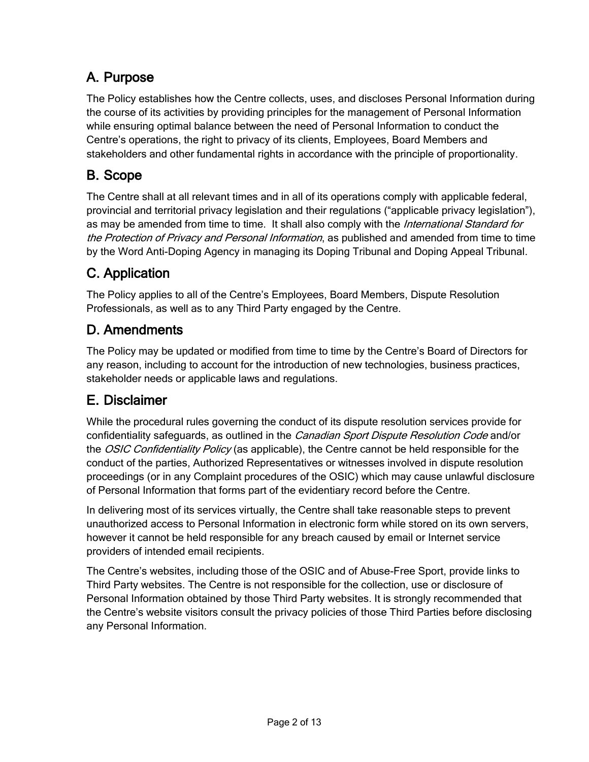## A. Purpose

The Policy establishes how the Centre collects, uses, and discloses Personal Information during the course of its activities by providing principles for the management of Personal Information while ensuring optimal balance between the need of Personal Information to conduct the Centre's operations, the right to privacy of its clients, Employees, Board Members and stakeholders and other fundamental rights in accordance with the principle of proportionality.

## B. Scope

The Centre shall at all relevant times and in all of its operations comply with applicable federal, provincial and territorial privacy legislation and their regulations ("applicable privacy legislation"), as may be amended from time to time. It shall also comply with the *International Standard for the Protection of Privacy and Personal Information*, as published and amended from time to time by the Word Anti-Doping Agency in managing its Doping Tribunal and Doping Appeal Tribunal.

## C. Application

The Policy applies to all of the Centre's Employees, Board Members, Dispute Resolution Professionals, as well as to any Third Party engaged by the Centre.

## D. Amendments

The Policy may be updated or modified from time to time by the Centre's Board of Directors for any reason, including to account for the introduction of new technologies, business practices, stakeholder needs or applicable laws and regulations.

## E. Disclaimer

While the procedural rules governing the conduct of its dispute resolution services provide for confidentiality safeguards, as outlined in the *Canadian Sport Dispute Resolution Code* and/or the *OSIC Confidentiality Policy* (as applicable), the Centre cannot be held responsible for the conduct of the parties, Authorized Representatives or witnesses involved in dispute resolution proceedings (or in any Complaint procedures of the OSIC) which may cause unlawful disclosure of Personal Information that forms part of the evidentiary record before the Centre.

In delivering most of its services virtually, the Centre shall take reasonable steps to prevent unauthorized access to Personal Information in electronic form while stored on its own servers, however it cannot be held responsible for any breach caused by email or Internet service providers of intended email recipients.

The Centre's websites, including those of the OSIC and of Abuse-Free Sport, provide links to Third Party websites. The Centre is not responsible for the collection, use or disclosure of Personal Information obtained by those Third Party websites. It is strongly recommended that the Centre's website visitors consult the privacy policies of those Third Parties before disclosing any Personal Information.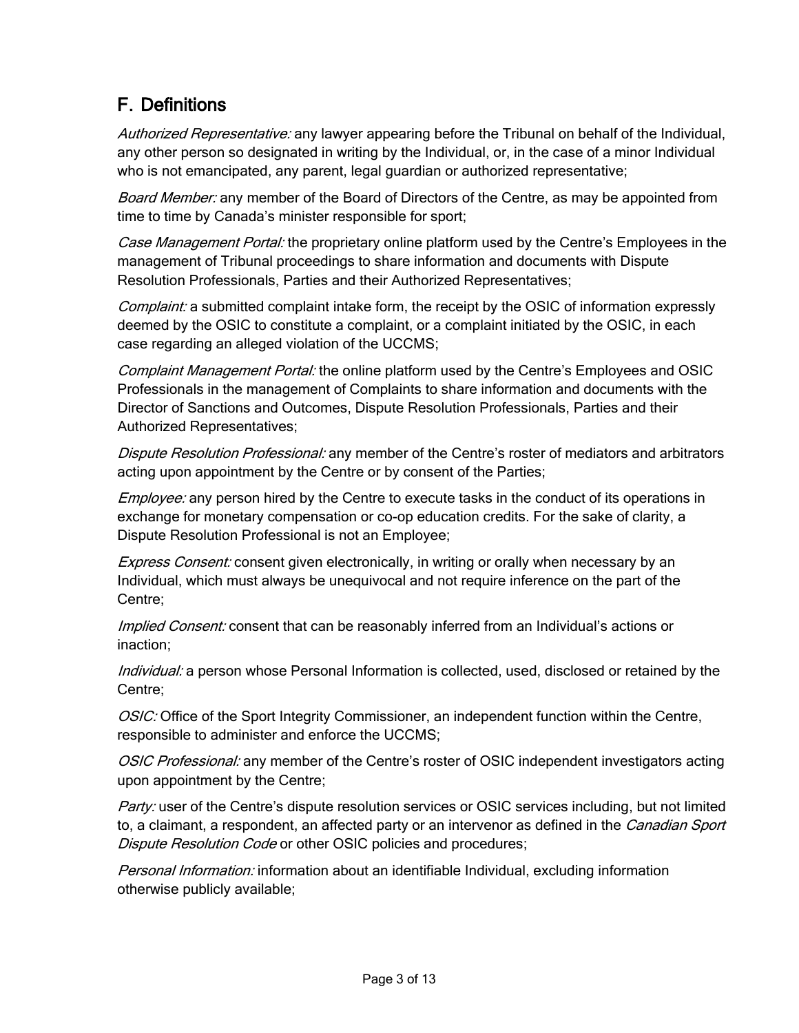## F. Definitions

*Authorized Representative:* any lawyer appearing before the Tribunal on behalf of the Individual, any other person so designated in writing by the Individual, or, in the case of a minor Individual who is not emancipated, any parent, legal guardian or authorized representative;

*Board Member:* any member of the Board of Directors of the Centre, as may be appointed from time to time by Canada's minister responsible for sport;

*Case Management Portal:* the proprietary online platform used by the Centre's Employees in the management of Tribunal proceedings to share information and documents with Dispute Resolution Professionals, Parties and their Authorized Representatives;

*Complaint:* a submitted complaint intake form, the receipt by the OSIC of information expressly deemed by the OSIC to constitute a complaint, or a complaint initiated by the OSIC, in each case regarding an alleged violation of the UCCMS;

*Complaint Management Portal:* the online platform used by the Centre's Employees and OSIC Professionals in the management of Complaints to share information and documents with the Director of Sanctions and Outcomes, Dispute Resolution Professionals, Parties and their Authorized Representatives;

*Dispute Resolution Professional:* any member of the Centre's roster of mediators and arbitrators acting upon appointment by the Centre or by consent of the Parties;

*Employee:* any person hired by the Centre to execute tasks in the conduct of its operations in exchange for monetary compensation or co-op education credits. For the sake of clarity, a Dispute Resolution Professional is not an Employee;

*Express Consent:* consent given electronically, in writing or orally when necessary by an Individual, which must always be unequivocal and not require inference on the part of the Centre;

*Implied Consent:* consent that can be reasonably inferred from an Individual's actions or inaction;

*Individual:* a person whose Personal Information is collected, used, disclosed or retained by the Centre;

*OSIC:* Office of the Sport Integrity Commissioner, an independent function within the Centre, responsible to administer and enforce the UCCMS;

*OSIC Professional:* any member of the Centre's roster of OSIC independent investigators acting upon appointment by the Centre;

*Party:* user of the Centre's dispute resolution services or OSIC services including, but not limited to, a claimant, a respondent, an affected party or an intervenor as defined in the *Canadian Sport Dispute Resolution Code* or other OSIC policies and procedures;

*Personal Information:* information about an identifiable Individual, excluding information otherwise publicly available;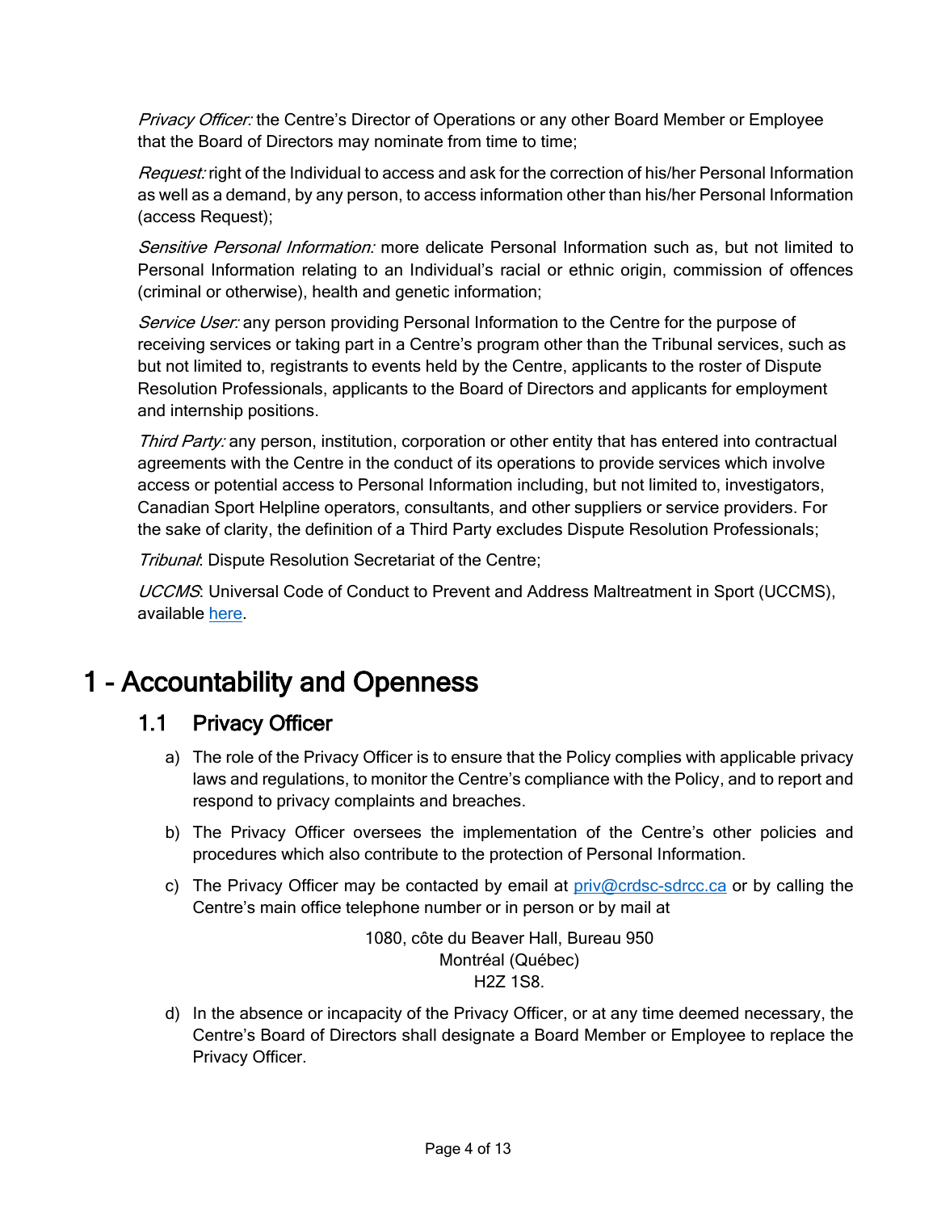*Privacy Officer:* the Centre's Director of Operations or any other Board Member or Employee that the Board of Directors may nominate from time to time;

*Request:* right of the Individual to access and ask for the correction of his/her Personal Information as well as a demand, by any person, to access information other than his/her Personal Information (access Request);

*Sensitive Personal Information:* more delicate Personal Information such as, but not limited to Personal Information relating to an Individual's racial or ethnic origin, commission of offences (criminal or otherwise), health and genetic information;

*Service User:* any person providing Personal Information to the Centre for the purpose of receiving services or taking part in a Centre's program other than the Tribunal services, such as but not limited to, registrants to events held by the Centre, applicants to the roster of Dispute Resolution Professionals, applicants to the Board of Directors and applicants for employment and internship positions.

*Third Party:* any person, institution, corporation or other entity that has entered into contractual agreements with the Centre in the conduct of its operations to provide services which involve access or potential access to Personal Information including, but not limited to, investigators, Canadian Sport Helpline operators, consultants, and other suppliers or service providers. For the sake of clarity, the definition of a Third Party excludes Dispute Resolution Professionals;

*Tribunal*: Dispute Resolution Secretariat of the Centre;

*UCCMS*: Universal Code of Conduct to Prevent and Address Maltreatment in Sport (UCCMS), available here.

# 1 - Accountability and Openness

## 1.1 Privacy Officer

a) The role of the Privacy Officer is to ensure that the Policy complies with applicable privacy laws and regulations, to monitor the Centre's compliance with the Policy, and to report and respond to privacy complaints and breaches.

b) The Privacy Officer oversees the implementation of the Centre's other policies and procedures which also contribute to the protection of Personal Information.

c) The Privacy Officer may be contacted by email at priv@crdsc-sdrcc.ca or by calling the Centre's main office telephone number or in person or by mail at

1080, côte du Beaver Hall, Bureau 950
Montréal (Québec)
H2Z 1S8.

d) In the absence or incapacity of the Privacy Officer, or at any time deemed necessary, the Centre's Board of Directors shall designate a Board Member or Employee to replace the Privacy Officer.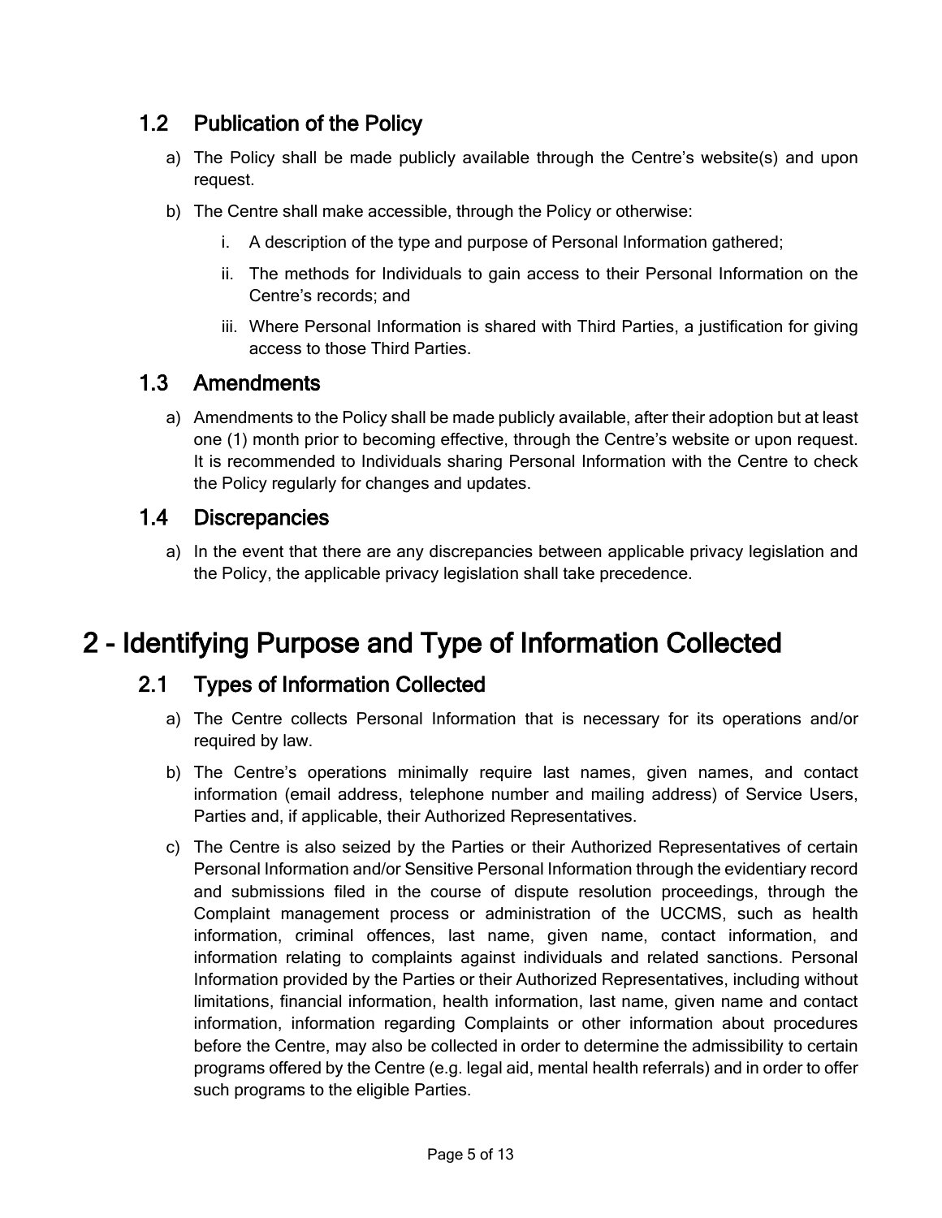### 1.2 Publication of the Policy

a) The Policy shall be made publicly available through the Centre's website(s) and upon request.

b) The Centre shall make accessible, through the Policy or otherwise:

   i. A description of the type and purpose of Personal Information gathered;

   ii. The methods for Individuals to gain access to their Personal Information on the Centre's records; and

   iii. Where Personal Information is shared with Third Parties, a justification for giving access to those Third Parties.

### 1.3 Amendments

a) Amendments to the Policy shall be made publicly available, after their adoption but at least one (1) month prior to becoming effective, through the Centre's website or upon request. It is recommended to Individuals sharing Personal Information with the Centre to check the Policy regularly for changes and updates.

### 1.4 Discrepancies

a) In the event that there are any discrepancies between applicable privacy legislation and the Policy, the applicable privacy legislation shall take precedence.

## 2 - Identifying Purpose and Type of Information Collected

### 2.1 Types of Information Collected

a) The Centre collects Personal Information that is necessary for its operations and/or required by law.

b) The Centre's operations minimally require last names, given names, and contact information (email address, telephone number and mailing address) of Service Users, Parties and, if applicable, their Authorized Representatives.

c) The Centre is also seized by the Parties or their Authorized Representatives of certain Personal Information and/or Sensitive Personal Information through the evidentiary record and submissions filed in the course of dispute resolution proceedings, through the Complaint management process or administration of the UCCMS, such as health information, criminal offences, last name, given name, contact information, and information relating to complaints against individuals and related sanctions. Personal Information provided by the Parties or their Authorized Representatives, including without limitations, financial information, health information, last name, given name and contact information, information regarding Complaints or other information about procedures before the Centre, may also be collected in order to determine the admissibility to certain programs offered by the Centre (e.g. legal aid, mental health referrals) and in order to offer such programs to the eligible Parties.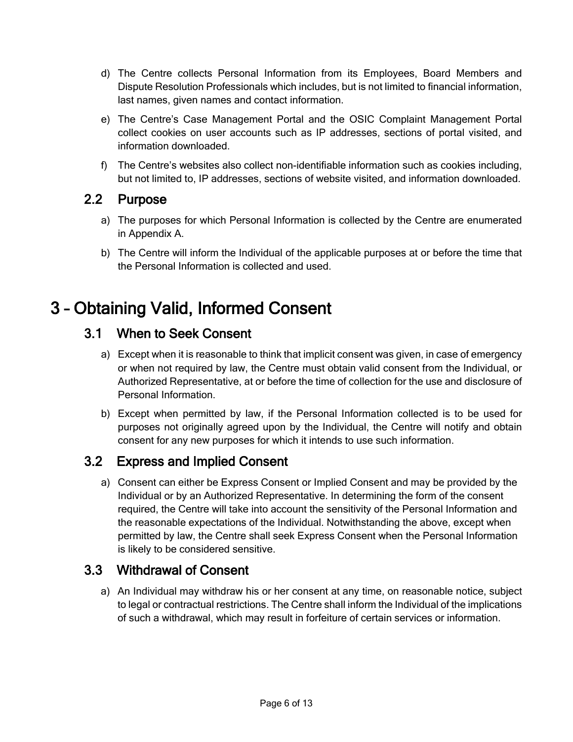d) The Centre collects Personal Information from its Employees, Board Members and Dispute Resolution Professionals which includes, but is not limited to financial information, last names, given names and contact information.

e) The Centre's Case Management Portal and the OSIC Complaint Management Portal collect cookies on user accounts such as IP addresses, sections of portal visited, and information downloaded.

f) The Centre's websites also collect non-identifiable information such as cookies including, but not limited to, IP addresses, sections of website visited, and information downloaded.

## 2.2 Purpose

a) The purposes for which Personal Information is collected by the Centre are enumerated in Appendix A.

b) The Centre will inform the Individual of the applicable purposes at or before the time that the Personal Information is collected and used.

# 3 – Obtaining Valid, Informed Consent

## 3.1 When to Seek Consent

a) Except when it is reasonable to think that implicit consent was given, in case of emergency or when not required by law, the Centre must obtain valid consent from the Individual, or Authorized Representative, at or before the time of collection for the use and disclosure of Personal Information.

b) Except when permitted by law, if the Personal Information collected is to be used for purposes not originally agreed upon by the Individual, the Centre will notify and obtain consent for any new purposes for which it intends to use such information.

## 3.2 Express and Implied Consent

a) Consent can either be Express Consent or Implied Consent and may be provided by the Individual or by an Authorized Representative. In determining the form of the consent required, the Centre will take into account the sensitivity of the Personal Information and the reasonable expectations of the Individual. Notwithstanding the above, except when permitted by law, the Centre shall seek Express Consent when the Personal Information is likely to be considered sensitive.

## 3.3 Withdrawal of Consent

a) An Individual may withdraw his or her consent at any time, on reasonable notice, subject to legal or contractual restrictions. The Centre shall inform the Individual of the implications of such a withdrawal, which may result in forfeiture of certain services or information.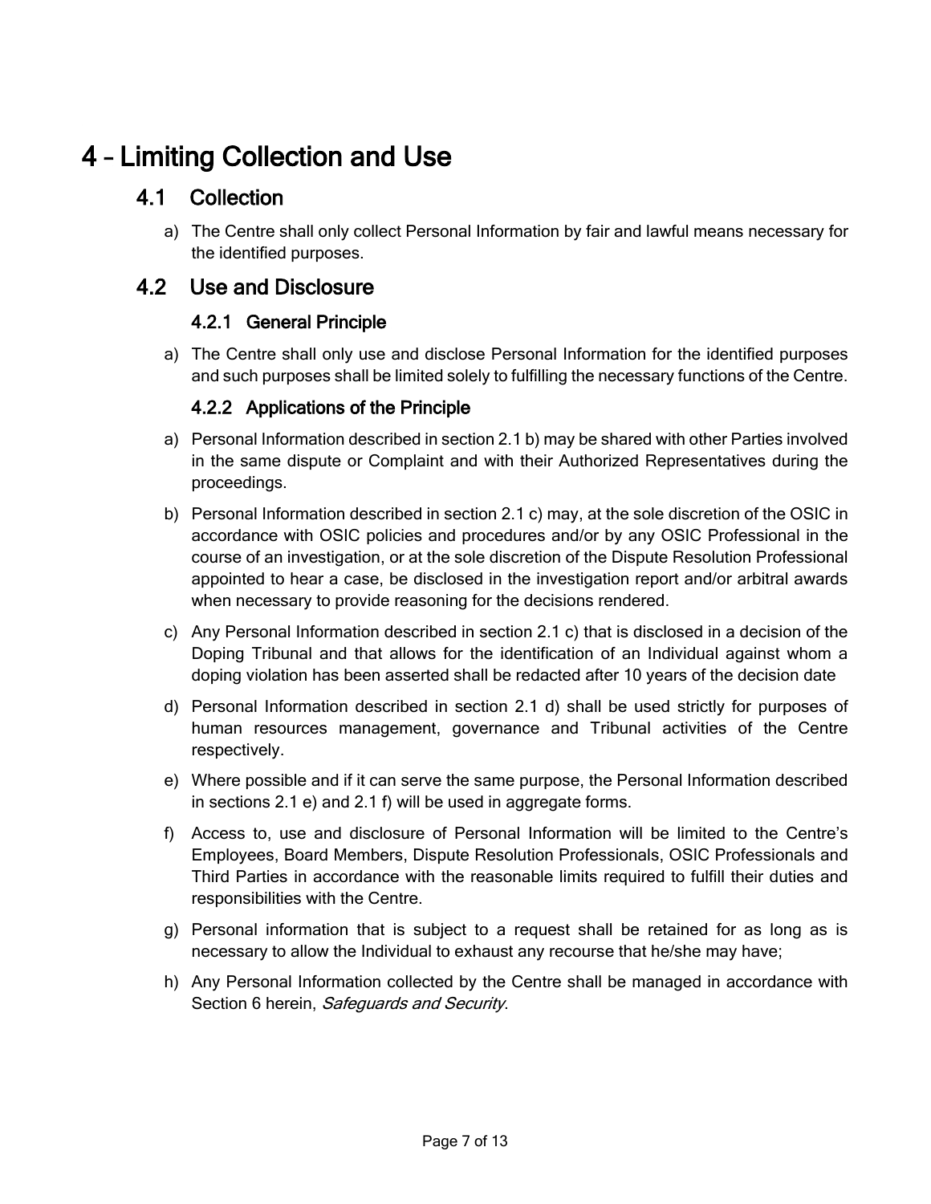# 4 – Limiting Collection and Use

## 4.1 Collection

a) The Centre shall only collect Personal Information by fair and lawful means necessary for the identified purposes.

## 4.2 Use and Disclosure

### 4.2.1 General Principle

a) The Centre shall only use and disclose Personal Information for the identified purposes and such purposes shall be limited solely to fulfilling the necessary functions of the Centre.

### 4.2.2 Applications of the Principle

a) Personal Information described in section 2.1 b) may be shared with other Parties involved in the same dispute or Complaint and with their Authorized Representatives during the proceedings.

b) Personal Information described in section 2.1 c) may, at the sole discretion of the OSIC in accordance with OSIC policies and procedures and/or by any OSIC Professional in the course of an investigation, or at the sole discretion of the Dispute Resolution Professional appointed to hear a case, be disclosed in the investigation report and/or arbitral awards when necessary to provide reasoning for the decisions rendered.

c) Any Personal Information described in section 2.1 c) that is disclosed in a decision of the Doping Tribunal and that allows for the identification of an Individual against whom a doping violation has been asserted shall be redacted after 10 years of the decision date

d) Personal Information described in section 2.1 d) shall be used strictly for purposes of human resources management, governance and Tribunal activities of the Centre respectively.

e) Where possible and if it can serve the same purpose, the Personal Information described in sections 2.1 e) and 2.1 f) will be used in aggregate forms.

f) Access to, use and disclosure of Personal Information will be limited to the Centre's Employees, Board Members, Dispute Resolution Professionals, OSIC Professionals and Third Parties in accordance with the reasonable limits required to fulfill their duties and responsibilities with the Centre.

g) Personal information that is subject to a request shall be retained for as long as is necessary to allow the Individual to exhaust any recourse that he/she may have;

h) Any Personal Information collected by the Centre shall be managed in accordance with Section 6 herein, *Safeguards and Security*.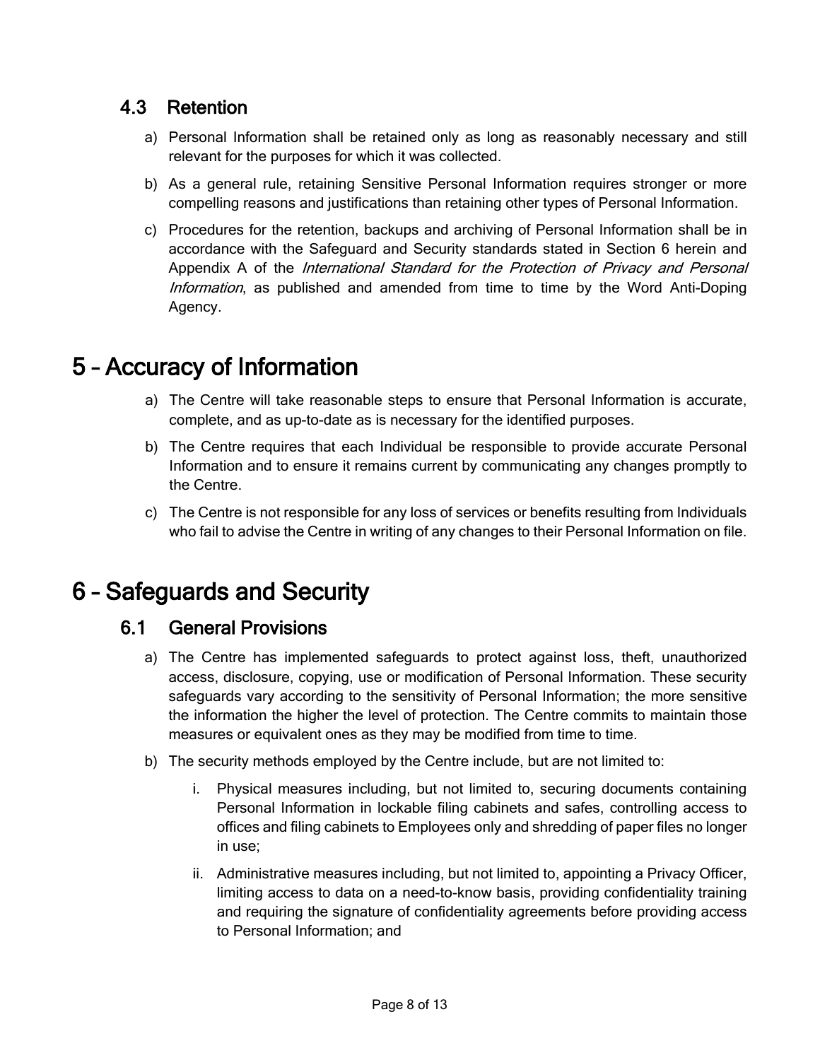### 4.3 Retention

a) Personal Information shall be retained only as long as reasonably necessary and still relevant for the purposes for which it was collected.

b) As a general rule, retaining Sensitive Personal Information requires stronger or more compelling reasons and justifications than retaining other types of Personal Information.

c) Procedures for the retention, backups and archiving of Personal Information shall be in accordance with the Safeguard and Security standards stated in Section 6 herein and Appendix A of the *International Standard for the Protection of Privacy and Personal Information*, as published and amended from time to time by the Word Anti-Doping Agency.

# 5 – Accuracy of Information

a) The Centre will take reasonable steps to ensure that Personal Information is accurate, complete, and as up-to-date as is necessary for the identified purposes.

b) The Centre requires that each Individual be responsible to provide accurate Personal Information and to ensure it remains current by communicating any changes promptly to the Centre.

c) The Centre is not responsible for any loss of services or benefits resulting from Individuals who fail to advise the Centre in writing of any changes to their Personal Information on file.

# 6 – Safeguards and Security

### 6.1 General Provisions

a) The Centre has implemented safeguards to protect against loss, theft, unauthorized access, disclosure, copying, use or modification of Personal Information. These security safeguards vary according to the sensitivity of Personal Information; the more sensitive the information the higher the level of protection. The Centre commits to maintain those measures or equivalent ones as they may be modified from time to time.

b) The security methods employed by the Centre include, but are not limited to:

   i. Physical measures including, but not limited to, securing documents containing Personal Information in lockable filing cabinets and safes, controlling access to offices and filing cabinets to Employees only and shredding of paper files no longer in use;

   ii. Administrative measures including, but not limited to, appointing a Privacy Officer, limiting access to data on a need-to-know basis, providing confidentiality training and requiring the signature of confidentiality agreements before providing access to Personal Information; and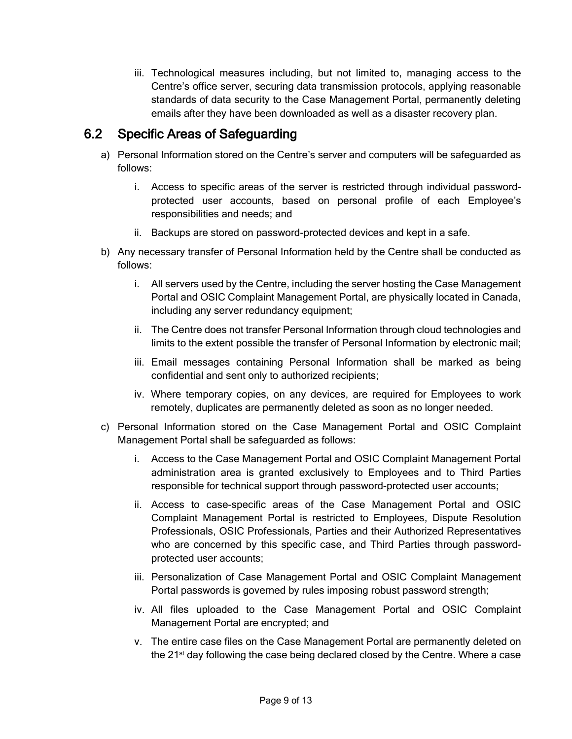iii. Technological measures including, but not limited to, managing access to the Centre's office server, securing data transmission protocols, applying reasonable standards of data security to the Case Management Portal, permanently deleting emails after they have been downloaded as well as a disaster recovery plan.

## 6.2 Specific Areas of Safeguarding

a) Personal Information stored on the Centre's server and computers will be safeguarded as follows:

   i. Access to specific areas of the server is restricted through individual password-protected user accounts, based on personal profile of each Employee's responsibilities and needs; and

   ii. Backups are stored on password-protected devices and kept in a safe.

b) Any necessary transfer of Personal Information held by the Centre shall be conducted as follows:

   i. All servers used by the Centre, including the server hosting the Case Management Portal and OSIC Complaint Management Portal, are physically located in Canada, including any server redundancy equipment;

   ii. The Centre does not transfer Personal Information through cloud technologies and limits to the extent possible the transfer of Personal Information by electronic mail;

   iii. Email messages containing Personal Information shall be marked as being confidential and sent only to authorized recipients;

   iv. Where temporary copies, on any devices, are required for Employees to work remotely, duplicates are permanently deleted as soon as no longer needed.

c) Personal Information stored on the Case Management Portal and OSIC Complaint Management Portal shall be safeguarded as follows:

   i. Access to the Case Management Portal and OSIC Complaint Management Portal administration area is granted exclusively to Employees and to Third Parties responsible for technical support through password-protected user accounts;

   ii. Access to case-specific areas of the Case Management Portal and OSIC Complaint Management Portal is restricted to Employees, Dispute Resolution Professionals, OSIC Professionals, Parties and their Authorized Representatives who are concerned by this specific case, and Third Parties through password-protected user accounts;

   iii. Personalization of Case Management Portal and OSIC Complaint Management Portal passwords is governed by rules imposing robust password strength;

   iv. All files uploaded to the Case Management Portal and OSIC Complaint Management Portal are encrypted; and

   v. The entire case files on the Case Management Portal are permanently deleted on the 21st day following the case being declared closed by the Centre. Where a case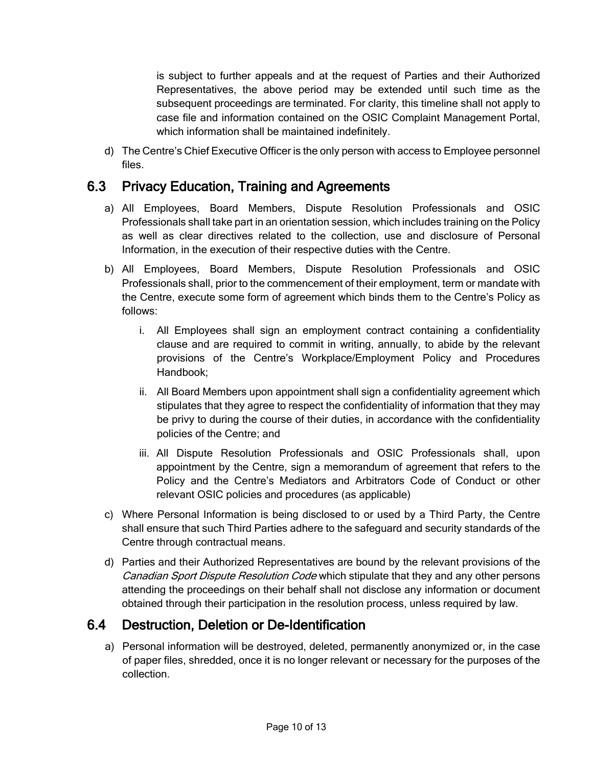is subject to further appeals and at the request of Parties and their Authorized Representatives, the above period may be extended until such time as the subsequent proceedings are terminated. For clarity, this timeline shall not apply to case file and information contained on the OSIC Complaint Management Portal, which information shall be maintained indefinitely.

d) The Centre's Chief Executive Officer is the only person with access to Employee personnel files.

## 6.3 Privacy Education, Training and Agreements

a) All Employees, Board Members, Dispute Resolution Professionals and OSIC Professionals shall take part in an orientation session, which includes training on the Policy as well as clear directives related to the collection, use and disclosure of Personal Information, in the execution of their respective duties with the Centre.

b) All Employees, Board Members, Dispute Resolution Professionals and OSIC Professionals shall, prior to the commencement of their employment, term or mandate with the Centre, execute some form of agreement which binds them to the Centre's Policy as follows:

   i. All Employees shall sign an employment contract containing a confidentiality clause and are required to commit in writing, annually, to abide by the relevant provisions of the Centre's Workplace/Employment Policy and Procedures Handbook;

   ii. All Board Members upon appointment shall sign a confidentiality agreement which stipulates that they agree to respect the confidentiality of information that they may be privy to during the course of their duties, in accordance with the confidentiality policies of the Centre; and

   iii. All Dispute Resolution Professionals and OSIC Professionals shall, upon appointment by the Centre, sign a memorandum of agreement that refers to the Policy and the Centre's Mediators and Arbitrators Code of Conduct or other relevant OSIC policies and procedures (as applicable)

c) Where Personal Information is being disclosed to or used by a Third Party, the Centre shall ensure that such Third Parties adhere to the safeguard and security standards of the Centre through contractual means.

d) Parties and their Authorized Representatives are bound by the relevant provisions of the *Canadian Sport Dispute Resolution Code* which stipulate that they and any other persons attending the proceedings on their behalf shall not disclose any information or document obtained through their participation in the resolution process, unless required by law.

## 6.4 Destruction, Deletion or De-Identification

a) Personal information will be destroyed, deleted, permanently anonymized or, in the case of paper files, shredded, once it is no longer relevant or necessary for the purposes of the collection.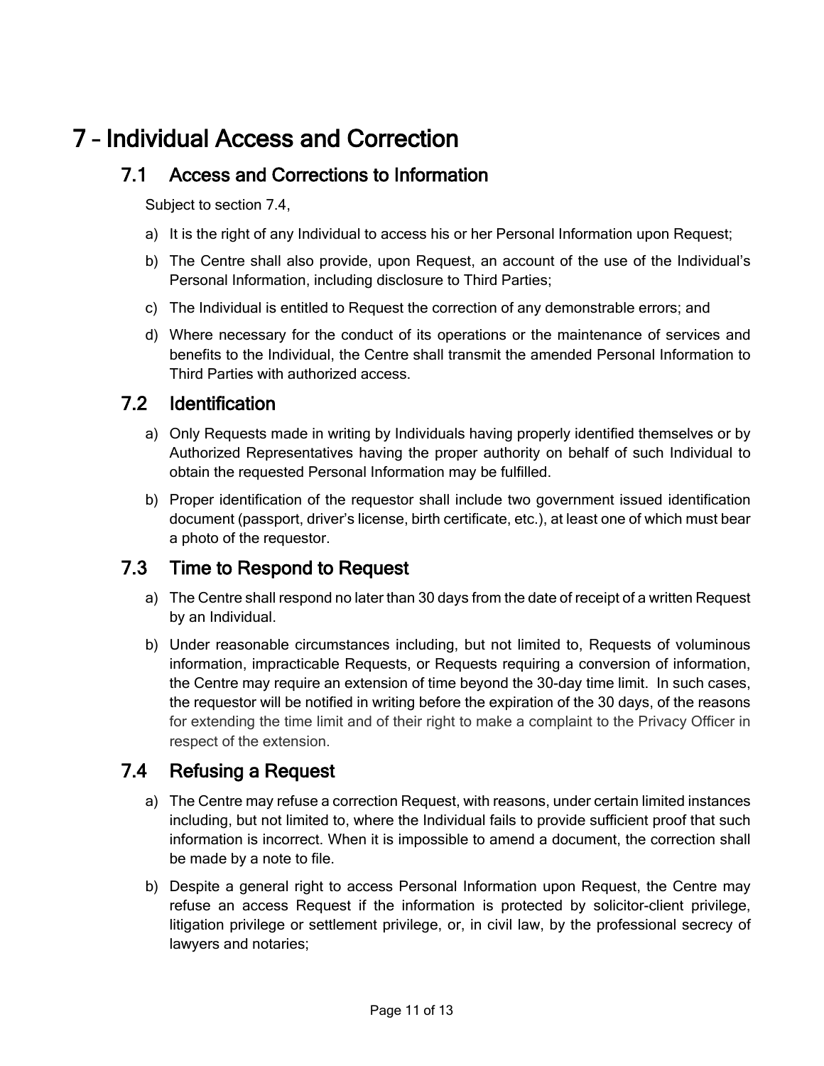# 7 – Individual Access and Correction

## 7.1 Access and Corrections to Information

Subject to section 7.4,

a) It is the right of any Individual to access his or her Personal Information upon Request;

b) The Centre shall also provide, upon Request, an account of the use of the Individual's Personal Information, including disclosure to Third Parties;

c) The Individual is entitled to Request the correction of any demonstrable errors; and

d) Where necessary for the conduct of its operations or the maintenance of services and benefits to the Individual, the Centre shall transmit the amended Personal Information to Third Parties with authorized access.

## 7.2 Identification

a) Only Requests made in writing by Individuals having properly identified themselves or by Authorized Representatives having the proper authority on behalf of such Individual to obtain the requested Personal Information may be fulfilled.

b) Proper identification of the requestor shall include two government issued identification document (passport, driver's license, birth certificate, etc.), at least one of which must bear a photo of the requestor.

## 7.3 Time to Respond to Request

a) The Centre shall respond no later than 30 days from the date of receipt of a written Request by an Individual.

b) Under reasonable circumstances including, but not limited to, Requests of voluminous information, impracticable Requests, or Requests requiring a conversion of information, the Centre may require an extension of time beyond the 30-day time limit. In such cases, the requestor will be notified in writing before the expiration of the 30 days, of the reasons for extending the time limit and of their right to make a complaint to the Privacy Officer in respect of the extension.

## 7.4 Refusing a Request

a) The Centre may refuse a correction Request, with reasons, under certain limited instances including, but not limited to, where the Individual fails to provide sufficient proof that such information is incorrect. When it is impossible to amend a document, the correction shall be made by a note to file.

b) Despite a general right to access Personal Information upon Request, the Centre may refuse an access Request if the information is protected by solicitor-client privilege, litigation privilege or settlement privilege, or, in civil law, by the professional secrecy of lawyers and notaries;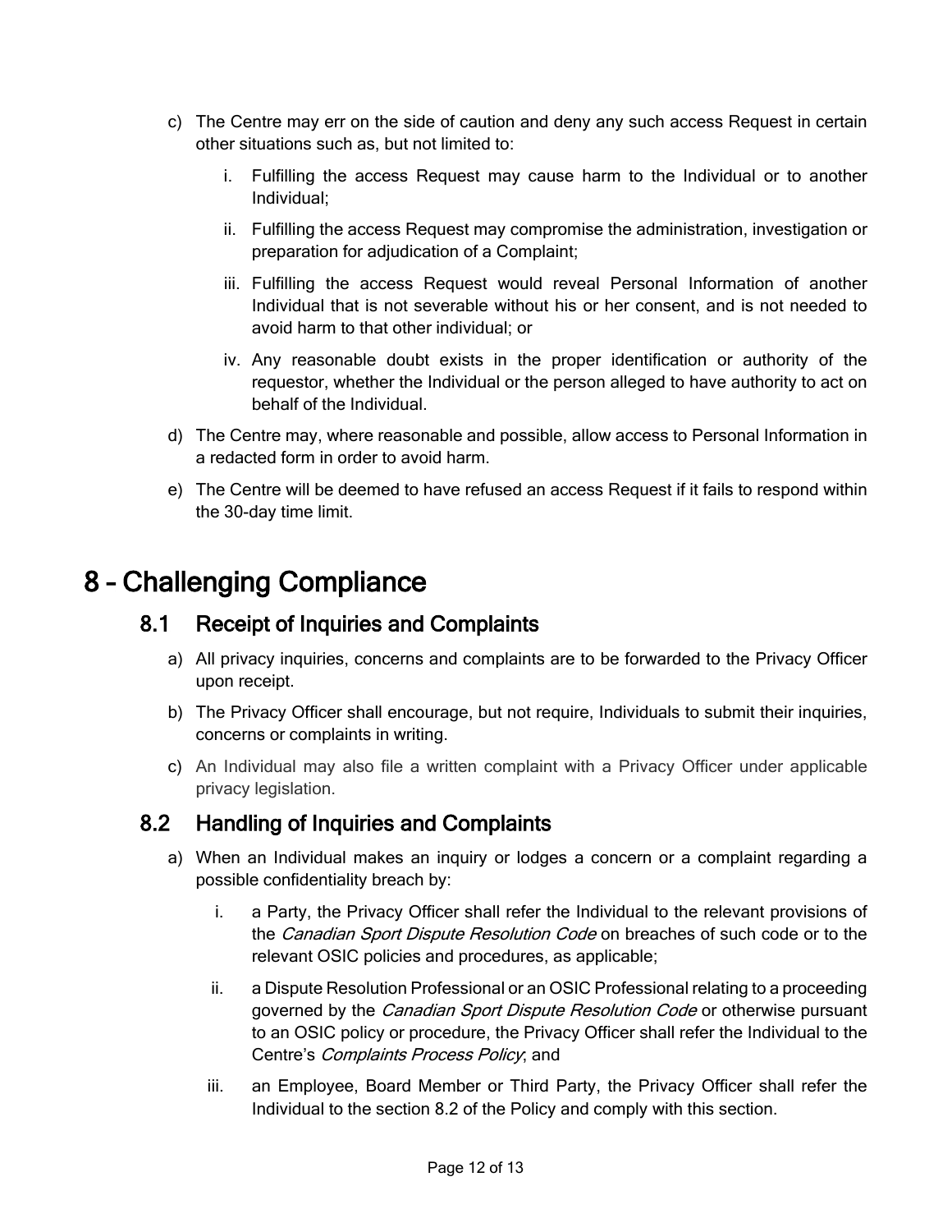c) The Centre may err on the side of caution and deny any such access Request in certain other situations such as, but not limited to:

   i. Fulfilling the access Request may cause harm to the Individual or to another Individual;

   ii. Fulfilling the access Request may compromise the administration, investigation or preparation for adjudication of a Complaint;

   iii. Fulfilling the access Request would reveal Personal Information of another Individual that is not severable without his or her consent, and is not needed to avoid harm to that other individual; or

   iv. Any reasonable doubt exists in the proper identification or authority of the requestor, whether the Individual or the person alleged to have authority to act on behalf of the Individual.

d) The Centre may, where reasonable and possible, allow access to Personal Information in a redacted form in order to avoid harm.

e) The Centre will be deemed to have refused an access Request if it fails to respond within the 30-day time limit.

# 8 – Challenging Compliance

## 8.1 Receipt of Inquiries and Complaints

a) All privacy inquiries, concerns and complaints are to be forwarded to the Privacy Officer upon receipt.

b) The Privacy Officer shall encourage, but not require, Individuals to submit their inquiries, concerns or complaints in writing.

c) An Individual may also file a written complaint with a Privacy Officer under applicable privacy legislation.

## 8.2 Handling of Inquiries and Complaints

a) When an Individual makes an inquiry or lodges a concern or a complaint regarding a possible confidentiality breach by:

   i. a Party, the Privacy Officer shall refer the Individual to the relevant provisions of the *Canadian Sport Dispute Resolution Code* on breaches of such code or to the relevant OSIC policies and procedures, as applicable;

   ii. a Dispute Resolution Professional or an OSIC Professional relating to a proceeding governed by the *Canadian Sport Dispute Resolution Code* or otherwise pursuant to an OSIC policy or procedure, the Privacy Officer shall refer the Individual to the Centre's *Complaints Process Policy*; and

   iii. an Employee, Board Member or Third Party, the Privacy Officer shall refer the Individual to the section 8.2 of the Policy and comply with this section.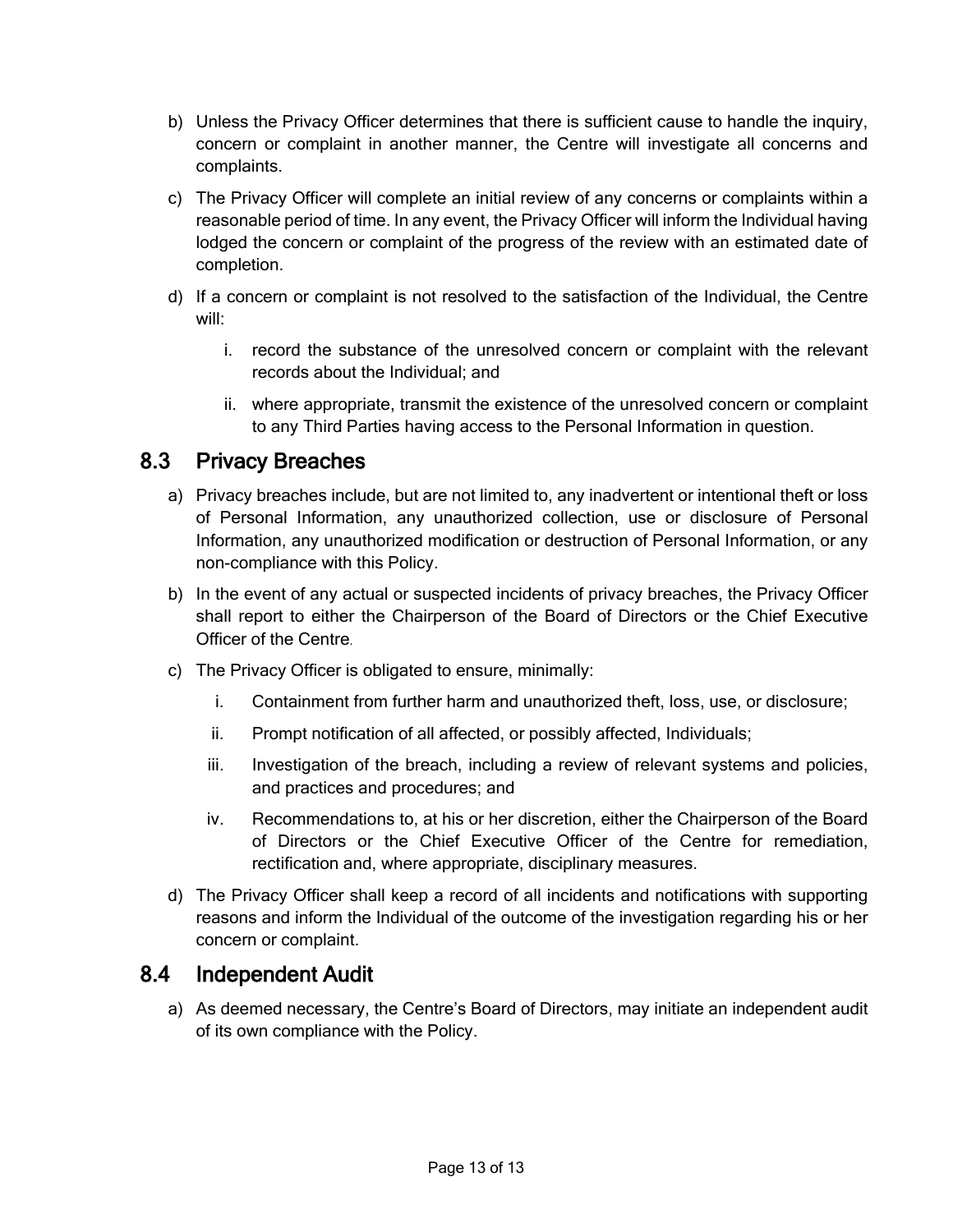b) Unless the Privacy Officer determines that there is sufficient cause to handle the inquiry, concern or complaint in another manner, the Centre will investigate all concerns and complaints.

c) The Privacy Officer will complete an initial review of any concerns or complaints within a reasonable period of time. In any event, the Privacy Officer will inform the Individual having lodged the concern or complaint of the progress of the review with an estimated date of completion.

d) If a concern or complaint is not resolved to the satisfaction of the Individual, the Centre will:

   i. record the substance of the unresolved concern or complaint with the relevant records about the Individual; and

   ii. where appropriate, transmit the existence of the unresolved concern or complaint to any Third Parties having access to the Personal Information in question.

## 8.3 Privacy Breaches

a) Privacy breaches include, but are not limited to, any inadvertent or intentional theft or loss of Personal Information, any unauthorized collection, use or disclosure of Personal Information, any unauthorized modification or destruction of Personal Information, or any non-compliance with this Policy.

b) In the event of any actual or suspected incidents of privacy breaches, the Privacy Officer shall report to either the Chairperson of the Board of Directors or the Chief Executive Officer of the Centre.

c) The Privacy Officer is obligated to ensure, minimally:

   i. Containment from further harm and unauthorized theft, loss, use, or disclosure;

   ii. Prompt notification of all affected, or possibly affected, Individuals;

   iii. Investigation of the breach, including a review of relevant systems and policies, and practices and procedures; and

   iv. Recommendations to, at his or her discretion, either the Chairperson of the Board of Directors or the Chief Executive Officer of the Centre for remediation, rectification and, where appropriate, disciplinary measures.

d) The Privacy Officer shall keep a record of all incidents and notifications with supporting reasons and inform the Individual of the outcome of the investigation regarding his or her concern or complaint.

## 8.4 Independent Audit

a) As deemed necessary, the Centre's Board of Directors, may initiate an independent audit of its own compliance with the Policy.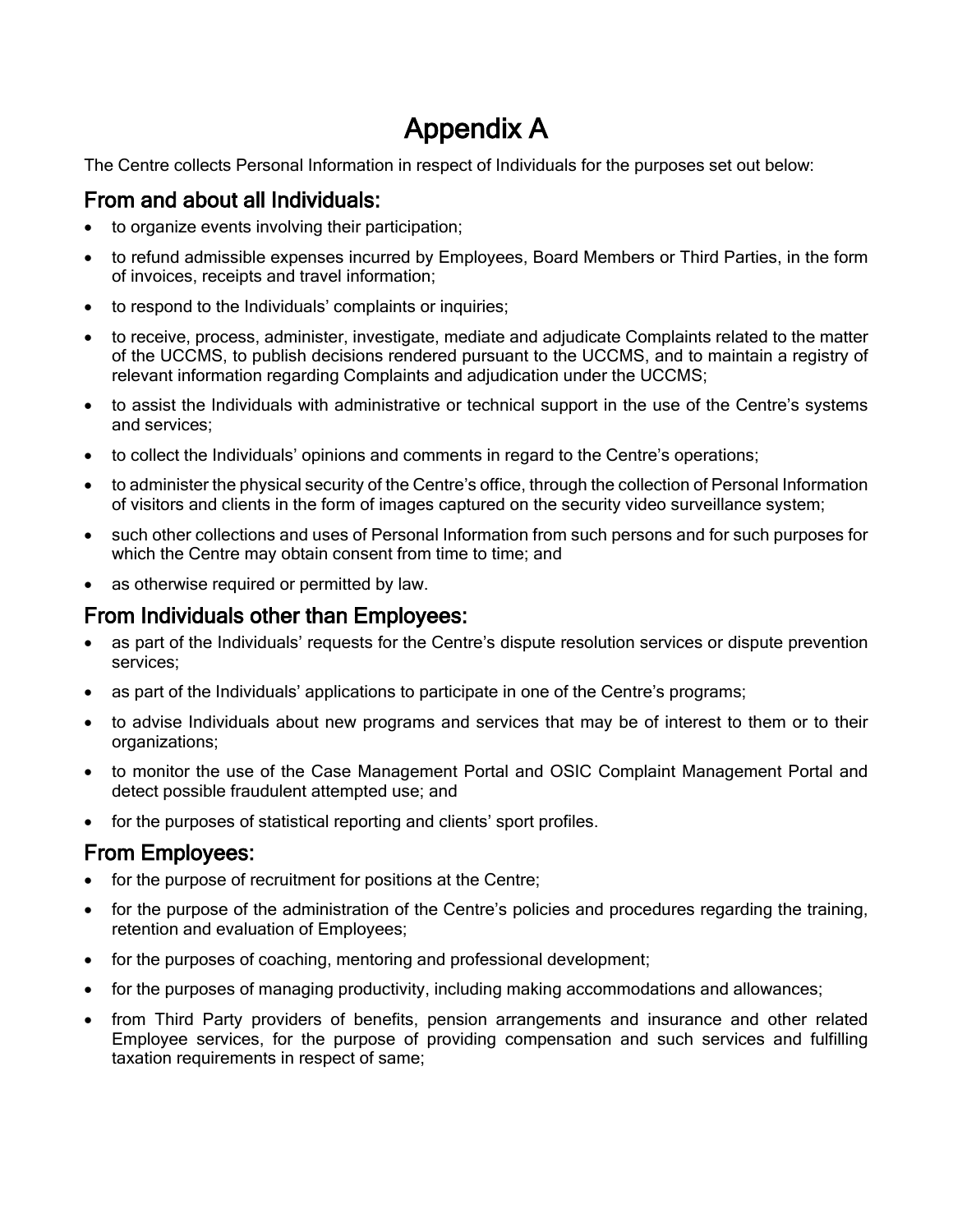# Appendix A

The Centre collects Personal Information in respect of Individuals for the purposes set out below:

## From and about all Individuals:

- to organize events involving their participation;
- to refund admissible expenses incurred by Employees, Board Members or Third Parties, in the form of invoices, receipts and travel information;
- to respond to the Individuals' complaints or inquiries;
- to receive, process, administer, investigate, mediate and adjudicate Complaints related to the matter of the UCCMS, to publish decisions rendered pursuant to the UCCMS, and to maintain a registry of relevant information regarding Complaints and adjudication under the UCCMS;
- to assist the Individuals with administrative or technical support in the use of the Centre's systems and services;
- to collect the Individuals' opinions and comments in regard to the Centre's operations;
- to administer the physical security of the Centre's office, through the collection of Personal Information of visitors and clients in the form of images captured on the security video surveillance system;
- such other collections and uses of Personal Information from such persons and for such purposes for which the Centre may obtain consent from time to time; and
- as otherwise required or permitted by law.

## From Individuals other than Employees:

- as part of the Individuals' requests for the Centre's dispute resolution services or dispute prevention services;
- as part of the Individuals' applications to participate in one of the Centre's programs;
- to advise Individuals about new programs and services that may be of interest to them or to their organizations;
- to monitor the use of the Case Management Portal and OSIC Complaint Management Portal and detect possible fraudulent attempted use; and
- for the purposes of statistical reporting and clients' sport profiles.

## From Employees:

- for the purpose of recruitment for positions at the Centre;
- for the purpose of the administration of the Centre's policies and procedures regarding the training, retention and evaluation of Employees;
- for the purposes of coaching, mentoring and professional development;
- for the purposes of managing productivity, including making accommodations and allowances;
- from Third Party providers of benefits, pension arrangements and insurance and other related Employee services, for the purpose of providing compensation and such services and fulfilling taxation requirements in respect of same;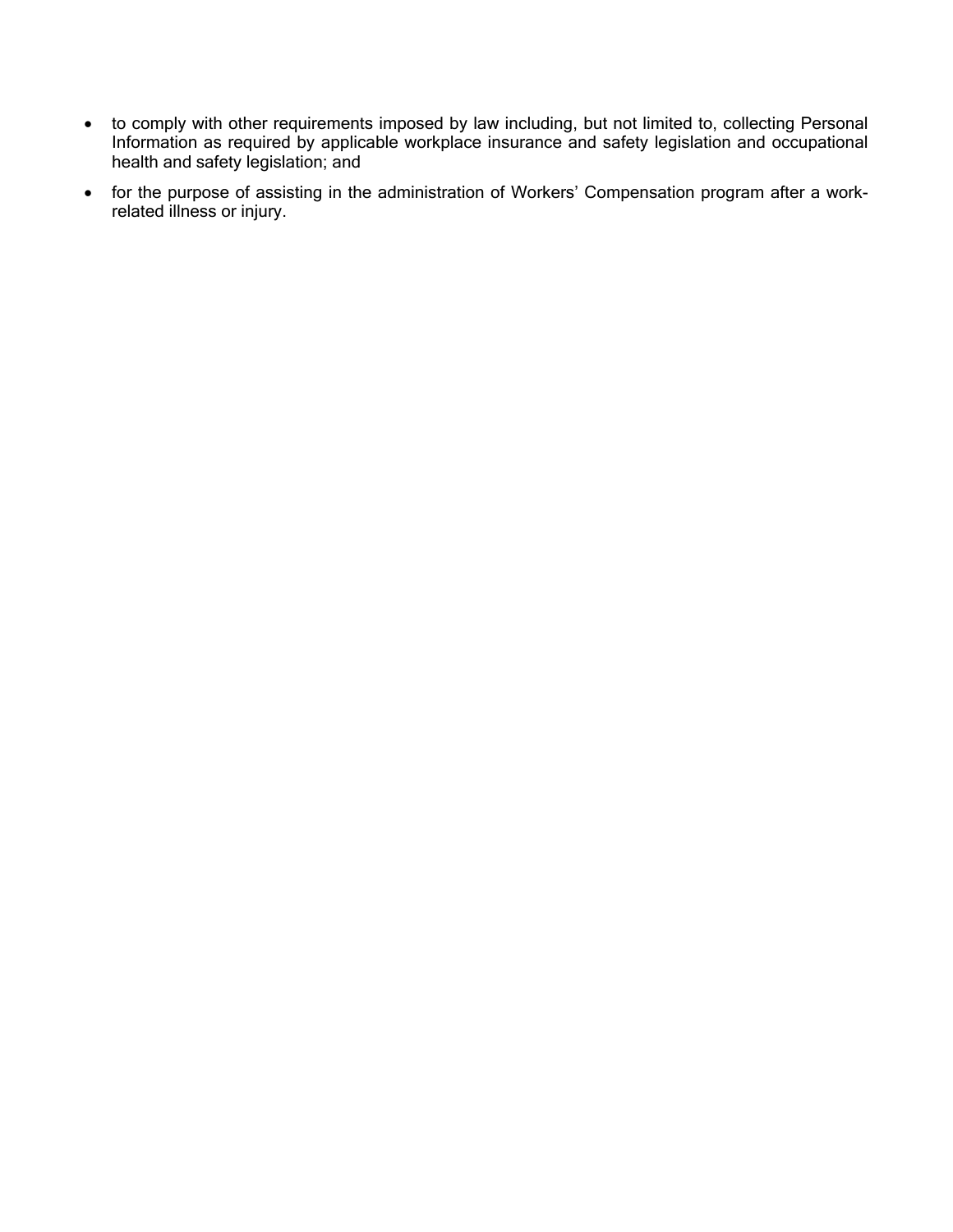- to comply with other requirements imposed by law including, but not limited to, collecting Personal Information as required by applicable workplace insurance and safety legislation and occupational health and safety legislation; and
- for the purpose of assisting in the administration of Workers' Compensation program after a work-related illness or injury.